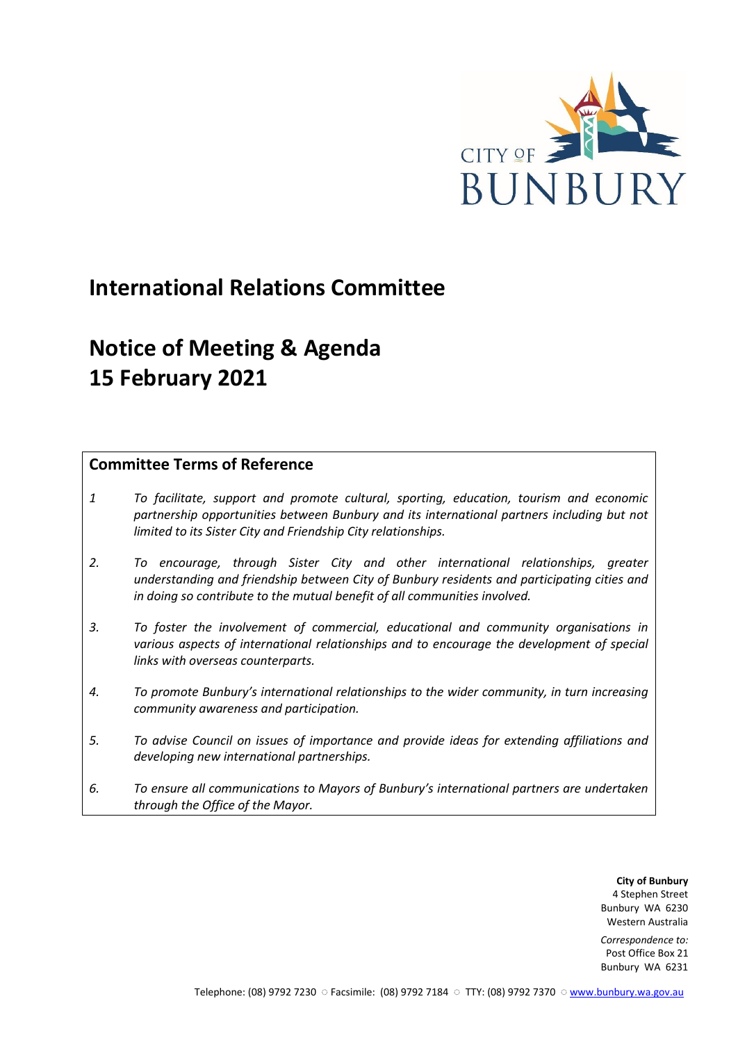CITY OF BUNBURY

# International Relations Committee

# Notice of Meeting & Agenda
# 15 February 2021

## Committee Terms of Reference

*1* *To facilitate, support and promote cultural, sporting, education, tourism and economic partnership opportunities between Bunbury and its international partners including but not limited to its Sister City and Friendship City relationships.*

*2.* *To encourage, through Sister City and other international relationships, greater understanding and friendship between City of Bunbury residents and participating cities and in doing so contribute to the mutual benefit of all communities involved.*

*3.* *To foster the involvement of commercial, educational and community organisations in various aspects of international relationships and to encourage the development of special links with overseas counterparts.*

*4.* *To promote Bunbury's international relationships to the wider community, in turn increasing community awareness and participation.*

*5.* *To advise Council on issues of importance and provide ideas for extending affiliations and developing new international partnerships.*

*6.* *To ensure all communications to Mayors of Bunbury's international partners are undertaken through the Office of the Mayor.*

**City of Bunbury**
4 Stephen Street
Bunbury WA 6230
Western Australia

*Correspondence to:*
Post Office Box 21
Bunbury WA 6231

Telephone: (08) 9792 7230 ○ Facsimile: (08) 9792 7184 ○ TTY: (08) 9792 7370 ○ www.bunbury.wa.gov.au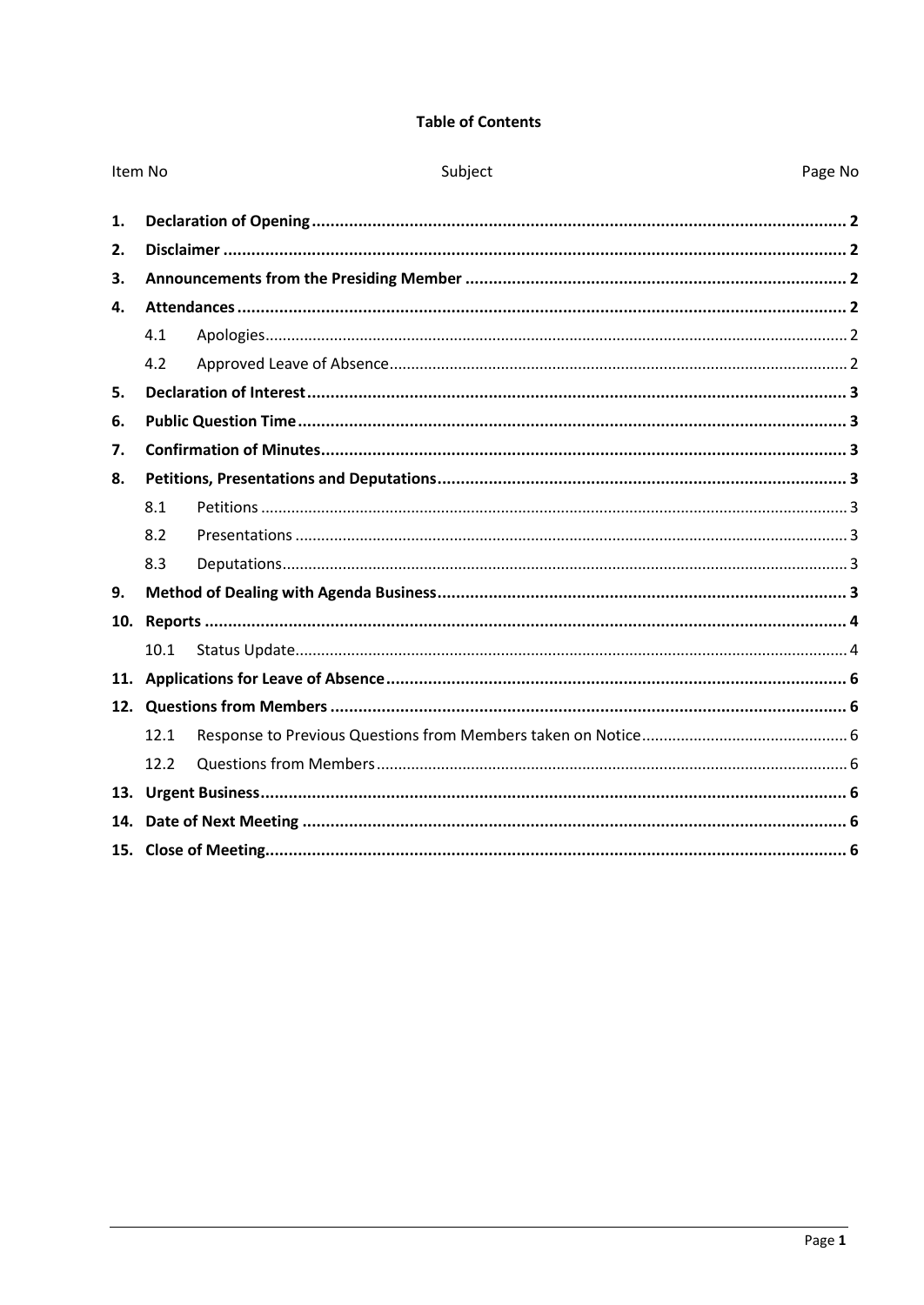**Table of Contents**

| Item No | Subject | Page No |
|---|---|---|
| **1.** | **Declaration of Opening** | **2** |
| **2.** | **Disclaimer** | **2** |
| **3.** | **Announcements from the Presiding Member** | **2** |
| **4.** | **Attendances** | **2** |
| 4.1 | Apologies | 2 |
| 4.2 | Approved Leave of Absence | 2 |
| **5.** | **Declaration of Interest** | **3** |
| **6.** | **Public Question Time** | **3** |
| **7.** | **Confirmation of Minutes** | **3** |
| **8.** | **Petitions, Presentations and Deputations** | **3** |
| 8.1 | Petitions | 3 |
| 8.2 | Presentations | 3 |
| 8.3 | Deputations | 3 |
| **9.** | **Method of Dealing with Agenda Business** | **3** |
| **10.** | **Reports** | **4** |
| 10.1 | Status Update | 4 |
| **11.** | **Applications for Leave of Absence** | **6** |
| **12.** | **Questions from Members** | **6** |
| 12.1 | Response to Previous Questions from Members taken on Notice | 6 |
| 12.2 | Questions from Members | 6 |
| **13.** | **Urgent Business** | **6** |
| **14.** | **Date of Next Meeting** | **6** |
| **15.** | **Close of Meeting** | **6** |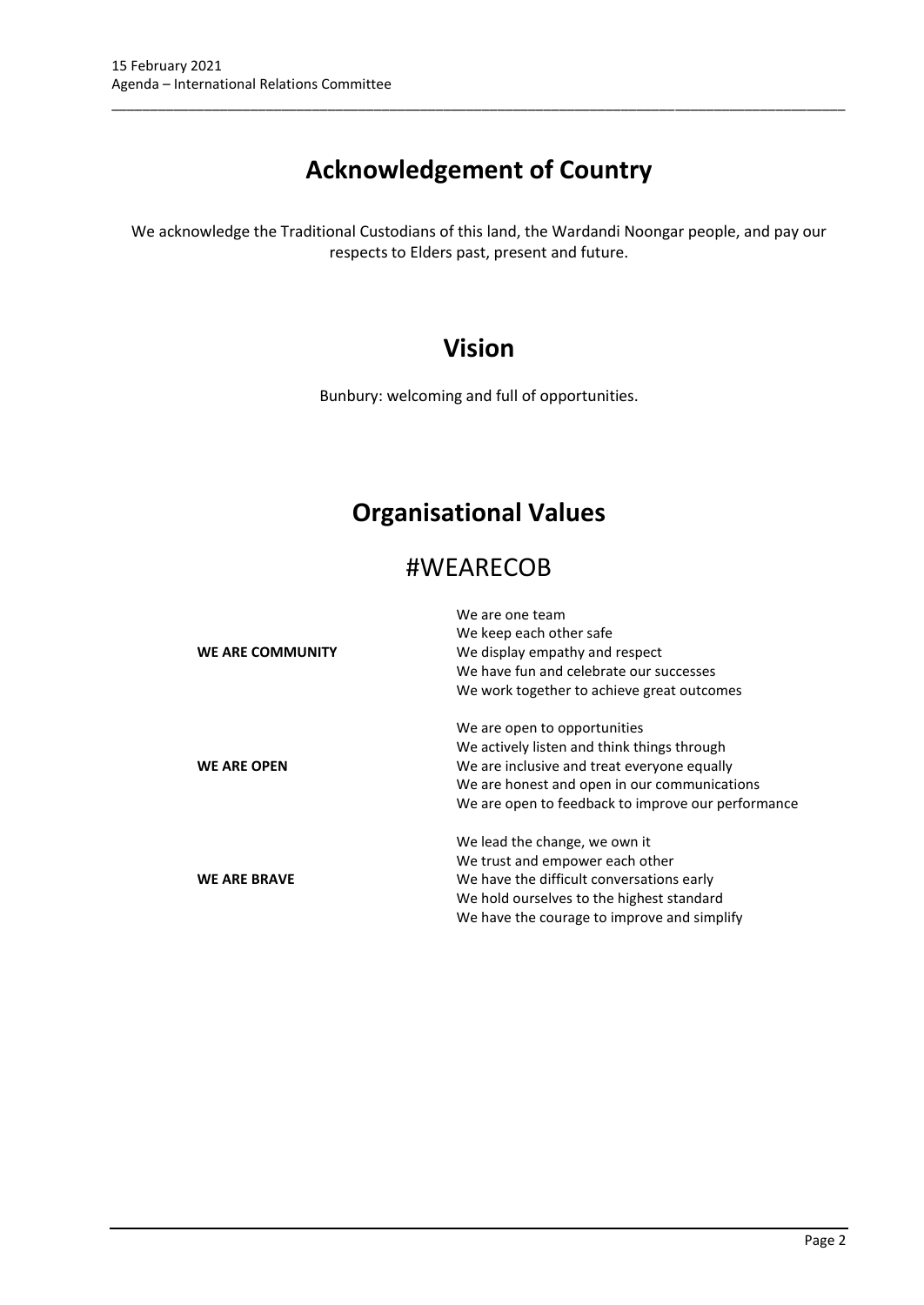# Acknowledgement of Country

We acknowledge the Traditional Custodians of this land, the Wardandi Noongar people, and pay our respects to Elders past, present and future.

# Vision

Bunbury: welcoming and full of opportunities.

# Organisational Values

## #WEARECOB

| | |
|---|---|
| **WE ARE COMMUNITY** | We are one team<br>We keep each other safe<br>We display empathy and respect<br>We have fun and celebrate our successes<br>We work together to achieve great outcomes |
| **WE ARE OPEN** | We are open to opportunities<br>We actively listen and think things through<br>We are inclusive and treat everyone equally<br>We are honest and open in our communications<br>We are open to feedback to improve our performance |
| **WE ARE BRAVE** | We lead the change, we own it<br>We trust and empower each other<br>We have the difficult conversations early<br>We hold ourselves to the highest standard<br>We have the courage to improve and simplify |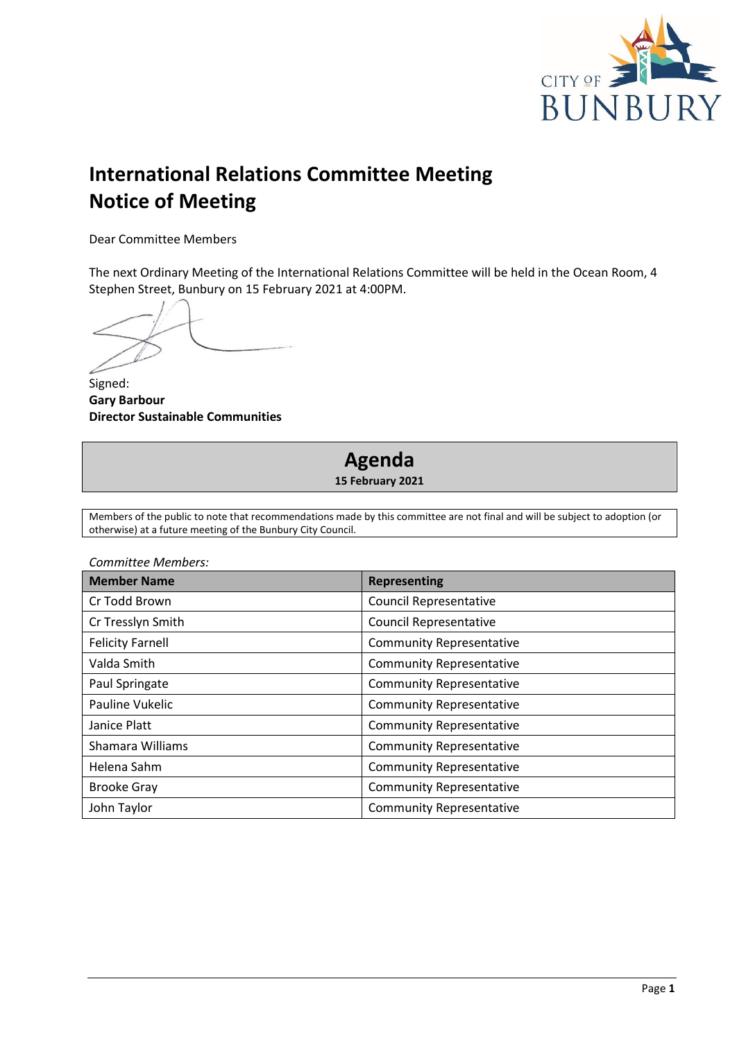# International Relations Committee Meeting
# Notice of Meeting

Dear Committee Members

The next Ordinary Meeting of the International Relations Committee will be held in the Ocean Room, 4 Stephen Street, Bunbury on 15 February 2021 at 4:00PM.

Signed:
**Gary Barbour**
**Director Sustainable Communities**

## Agenda

**15 February 2021**

Members of the public to note that recommendations made by this committee are not final and will be subject to adoption (or otherwise) at a future meeting of the Bunbury City Council.

*Committee Members:*

| Member Name | Representing |
|---|---|
| Cr Todd Brown | Council Representative |
| Cr Tresslyn Smith | Council Representative |
| Felicity Farnell | Community Representative |
| Valda Smith | Community Representative |
| Paul Springate | Community Representative |
| Pauline Vukelic | Community Representative |
| Janice Platt | Community Representative |
| Shamara Williams | Community Representative |
| Helena Sahm | Community Representative |
| Brooke Gray | Community Representative |
| John Taylor | Community Representative |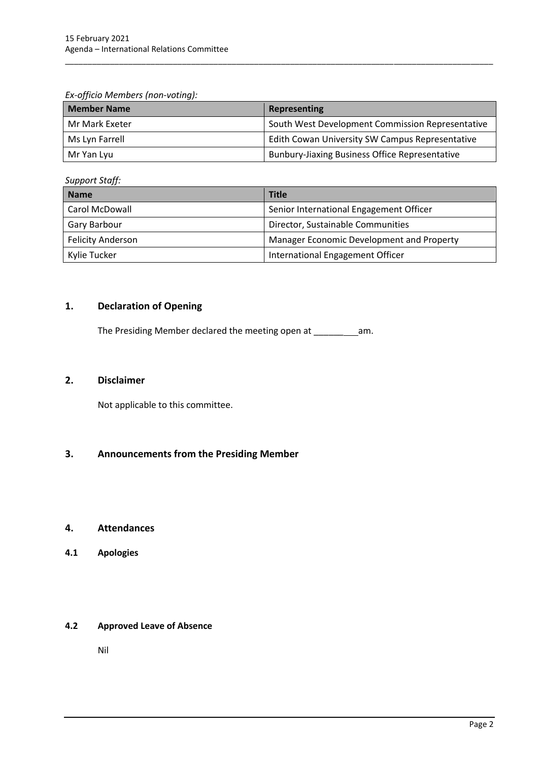*Ex-officio Members (non-voting):*

| Member Name | Representing |
|---|---|
| Mr Mark Exeter | South West Development Commission Representative |
| Ms Lyn Farrell | Edith Cowan University SW Campus Representative |
| Mr Yan Lyu | Bunbury-Jiaxing Business Office Representative |

*Support Staff:*

| Name | Title |
|---|---|
| Carol McDowall | Senior International Engagement Officer |
| Gary Barbour | Director, Sustainable Communities |
| Felicity Anderson | Manager Economic Development and Property |
| Kylie Tucker | International Engagement Officer |

## 1. Declaration of Opening

The Presiding Member declared the meeting open at __________am.

## 2. Disclaimer

Not applicable to this committee.

## 3. Announcements from the Presiding Member

## 4. Attendances

### 4.1 Apologies

### 4.2 Approved Leave of Absence

Nil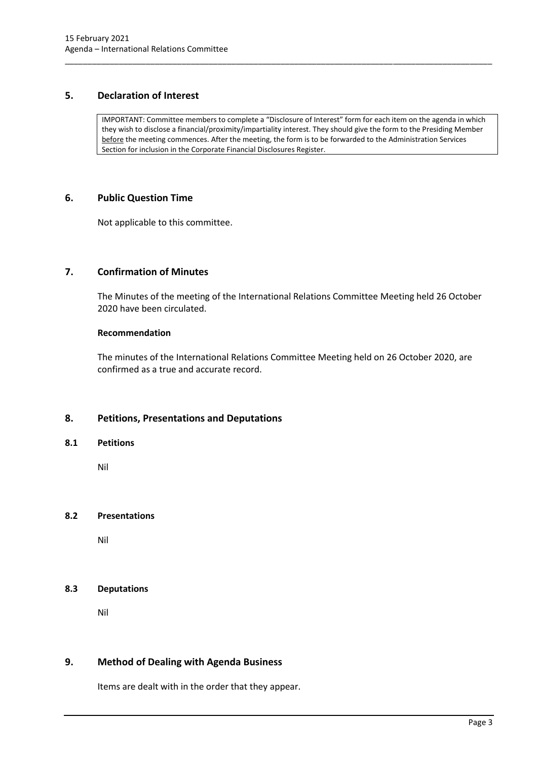## 5. Declaration of Interest

> IMPORTANT: Committee members to complete a "Disclosure of Interest" form for each item on the agenda in which they wish to disclose a financial/proximity/impartiality interest. They should give the form to the Presiding Member <u>before</u> the meeting commences. After the meeting, the form is to be forwarded to the Administration Services Section for inclusion in the Corporate Financial Disclosures Register.

## 6. Public Question Time

Not applicable to this committee.

## 7. Confirmation of Minutes

The Minutes of the meeting of the International Relations Committee Meeting held 26 October 2020 have been circulated.

**Recommendation**

The minutes of the International Relations Committee Meeting held on 26 October 2020, are confirmed as a true and accurate record.

## 8. Petitions, Presentations and Deputations

### 8.1 Petitions

Nil

### 8.2 Presentations

Nil

### 8.3 Deputations

Nil

## 9. Method of Dealing with Agenda Business

Items are dealt with in the order that they appear.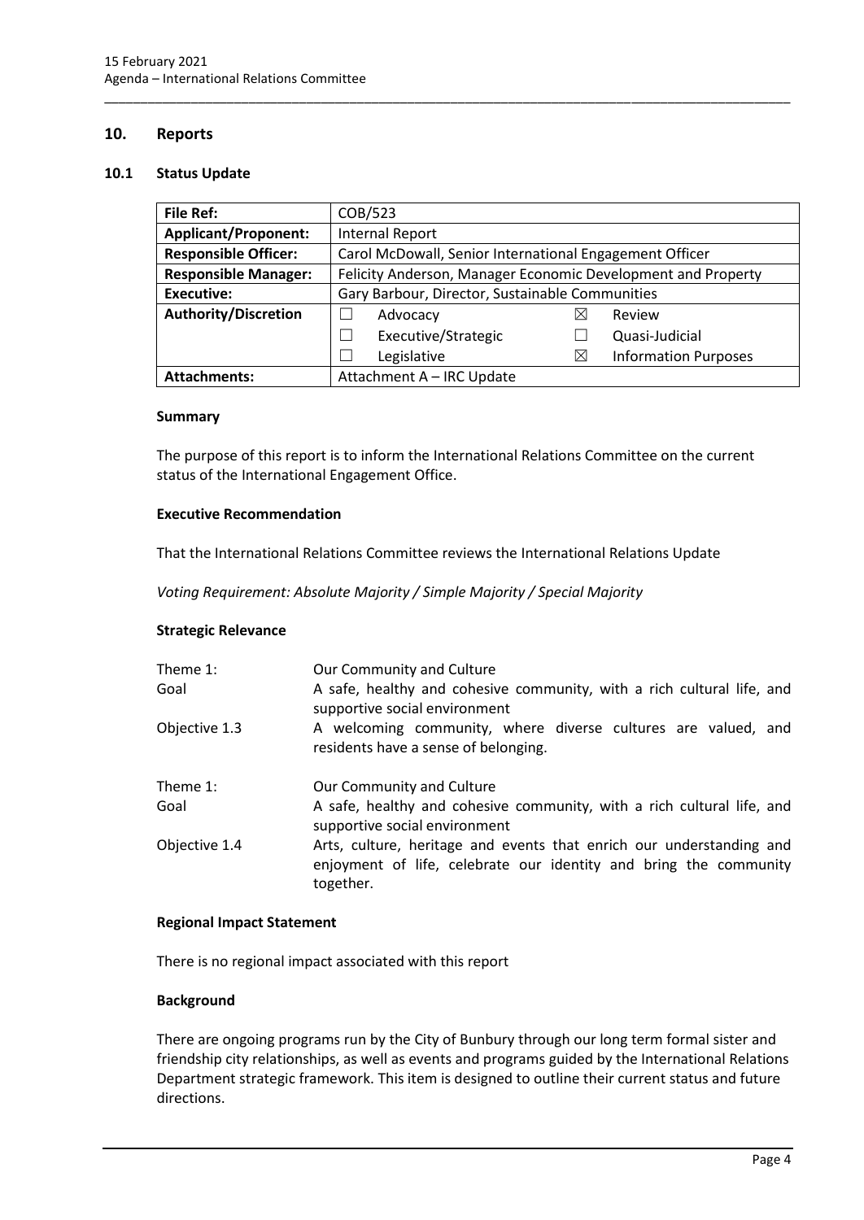## 10. Reports

### 10.1 Status Update

| **File Ref:** | COB/523 | | | |
|---|---|---|---|---|
| **Applicant/Proponent:** | Internal Report | | | |
| **Responsible Officer:** | Carol McDowall, Senior International Engagement Officer | | | |
| **Responsible Manager:** | Felicity Anderson, Manager Economic Development and Property | | | |
| **Executive:** | Gary Barbour, Director, Sustainable Communities | | | |
| **Authority/Discretion** | ☐ | Advocacy | ☒ | Review |
| | ☐ | Executive/Strategic | ☐ | Quasi-Judicial |
| | ☐ | Legislative | ☒ | Information Purposes |
| **Attachments:** | Attachment A – IRC Update | | | |

#### Summary

The purpose of this report is to inform the International Relations Committee on the current status of the International Engagement Office.

#### Executive Recommendation

That the International Relations Committee reviews the International Relations Update

*Voting Requirement: Absolute Majority / Simple Majority / Special Majority*

#### Strategic Relevance

| | |
|---|---|
| Theme 1: | Our Community and Culture |
| Goal | A safe, healthy and cohesive community, with a rich cultural life, and supportive social environment |
| Objective 1.3 | A welcoming community, where diverse cultures are valued, and residents have a sense of belonging. |
| | |
| Theme 1: | Our Community and Culture |
| Goal | A safe, healthy and cohesive community, with a rich cultural life, and supportive social environment |
| Objective 1.4 | Arts, culture, heritage and events that enrich our understanding and enjoyment of life, celebrate our identity and bring the community together. |

#### Regional Impact Statement

There is no regional impact associated with this report

#### Background

There are ongoing programs run by the City of Bunbury through our long term formal sister and friendship city relationships, as well as events and programs guided by the International Relations Department strategic framework. This item is designed to outline their current status and future directions.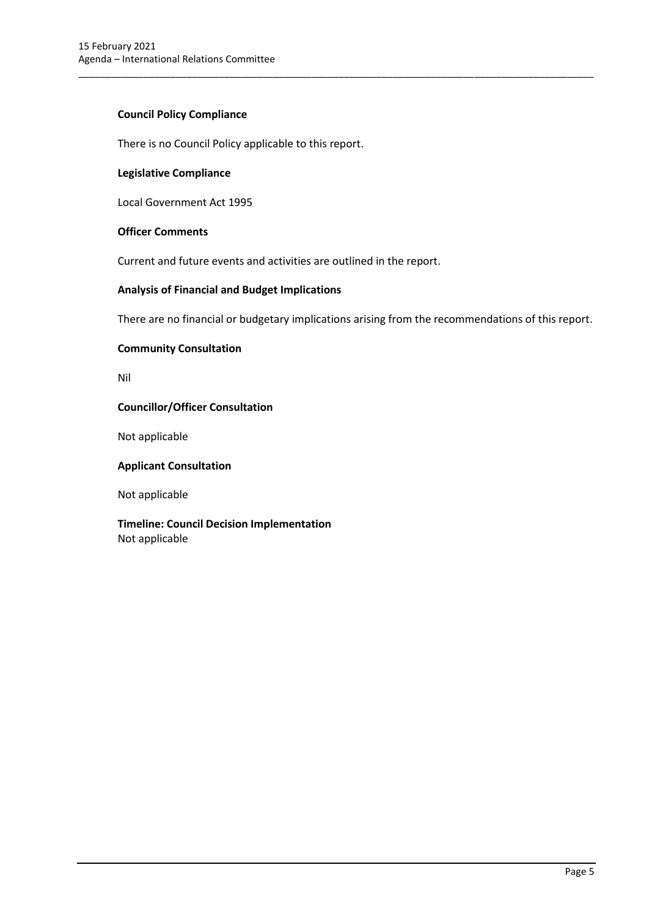**Council Policy Compliance**

There is no Council Policy applicable to this report.

**Legislative Compliance**

Local Government Act 1995

**Officer Comments**

Current and future events and activities are outlined in the report.

**Analysis of Financial and Budget Implications**

There are no financial or budgetary implications arising from the recommendations of this report.

**Community Consultation**

Nil

**Councillor/Officer Consultation**

Not applicable

**Applicant Consultation**

Not applicable

**Timeline: Council Decision Implementation**
Not applicable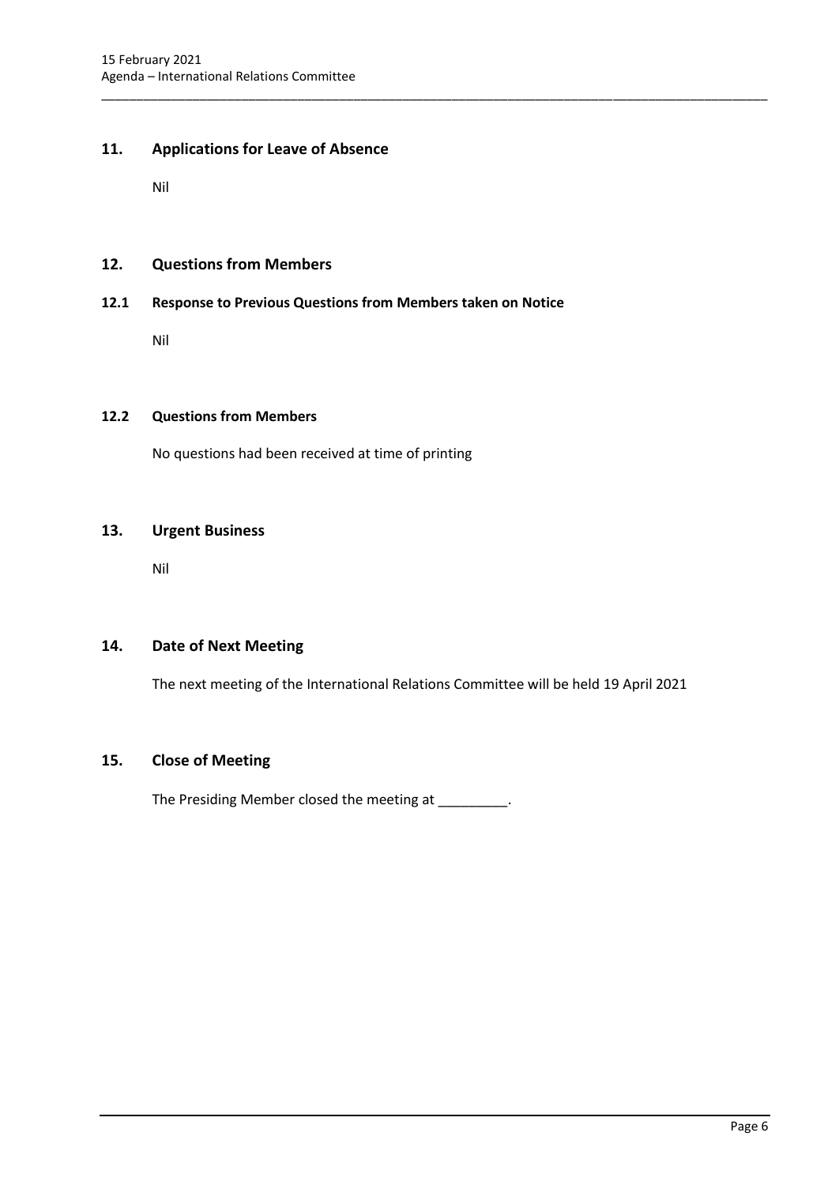## 11. Applications for Leave of Absence

Nil

## 12. Questions from Members

### 12.1 Response to Previous Questions from Members taken on Notice

Nil

### 12.2 Questions from Members

No questions had been received at time of printing

## 13. Urgent Business

Nil

## 14. Date of Next Meeting

The next meeting of the International Relations Committee will be held 19 April 2021

## 15. Close of Meeting

The Presiding Member closed the meeting at _________.